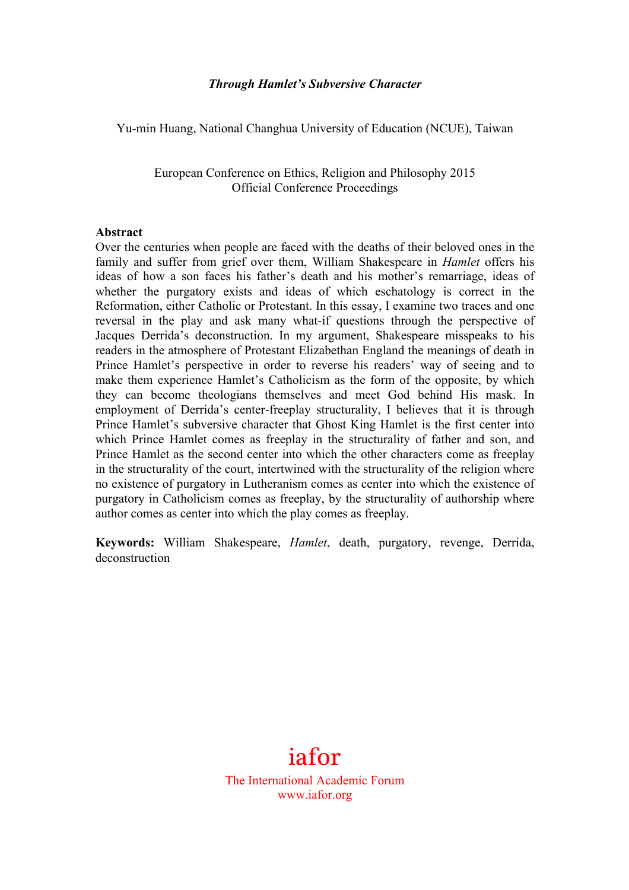***Through Hamlet's Subversive Character***

Yu-min Huang, National Changhua University of Education (NCUE), Taiwan

European Conference on Ethics, Religion and Philosophy 2015
Official Conference Proceedings

**Abstract**

Over the centuries when people are faced with the deaths of their beloved ones in the family and suffer from grief over them, William Shakespeare in *Hamlet* offers his ideas of how a son faces his father's death and his mother's remarriage, ideas of whether the purgatory exists and ideas of which eschatology is correct in the Reformation, either Catholic or Protestant. In this essay, I examine two traces and one reversal in the play and ask many what-if questions through the perspective of Jacques Derrida's deconstruction. In my argument, Shakespeare misspeaks to his readers in the atmosphere of Protestant Elizabethan England the meanings of death in Prince Hamlet's perspective in order to reverse his readers' way of seeing and to make them experience Hamlet's Catholicism as the form of the opposite, by which they can become theologians themselves and meet God behind His mask. In employment of Derrida's center-freeplay structurality, I believes that it is through Prince Hamlet's subversive character that Ghost King Hamlet is the first center into which Prince Hamlet comes as freeplay in the structurality of father and son, and Prince Hamlet as the second center into which the other characters come as freeplay in the structurality of the court, intertwined with the structurality of the religion where no existence of purgatory in Lutheranism comes as center into which the existence of purgatory in Catholicism comes as freeplay, by the structurality of authorship where author comes as center into which the play comes as freeplay.

**Keywords:** William Shakespeare, *Hamlet*, death, purgatory, revenge, Derrida, deconstruction

iafor
The International Academic Forum
www.iafor.org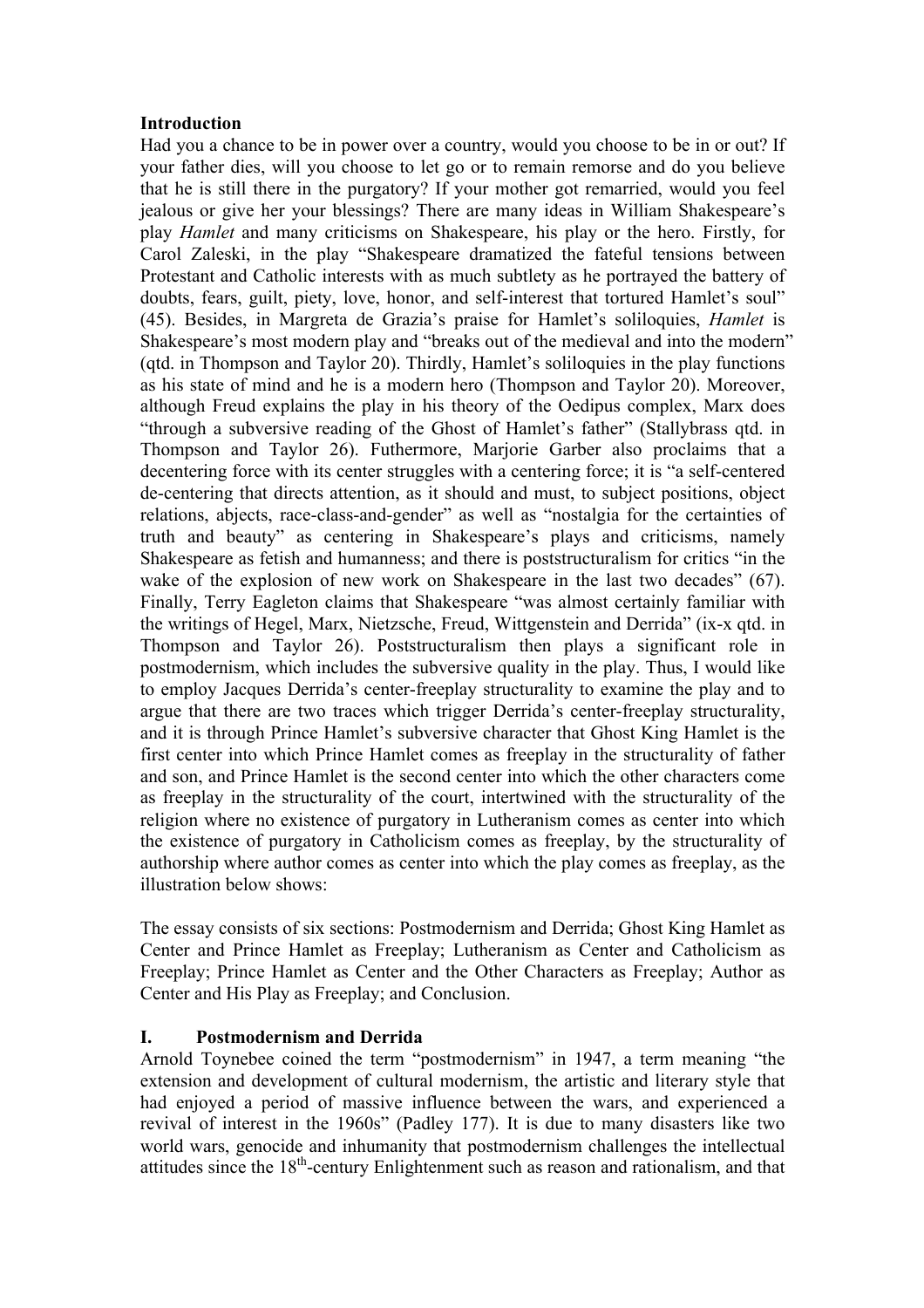**Introduction**

Had you a chance to be in power over a country, would you choose to be in or out? If your father dies, will you choose to let go or to remain remorse and do you believe that he is still there in the purgatory? If your mother got remarried, would you feel jealous or give her your blessings? There are many ideas in William Shakespeare's play *Hamlet* and many criticisms on Shakespeare, his play or the hero. Firstly, for Carol Zaleski, in the play "Shakespeare dramatized the fateful tensions between Protestant and Catholic interests with as much subtlety as he portrayed the battery of doubts, fears, guilt, piety, love, honor, and self-interest that tortured Hamlet's soul" (45). Besides, in Margreta de Grazia's praise for Hamlet's soliloquies, *Hamlet* is Shakespeare's most modern play and "breaks out of the medieval and into the modern" (qtd. in Thompson and Taylor 20). Thirdly, Hamlet's soliloquies in the play functions as his state of mind and he is a modern hero (Thompson and Taylor 20). Moreover, although Freud explains the play in his theory of the Oedipus complex, Marx does "through a subversive reading of the Ghost of Hamlet's father" (Stallybrass qtd. in Thompson and Taylor 26). Futhermore, Marjorie Garber also proclaims that a decentering force with its center struggles with a centering force; it is "a self-centered de-centering that directs attention, as it should and must, to subject positions, object relations, abjects, race-class-and-gender" as well as "nostalgia for the certainties of truth and beauty" as centering in Shakespeare's plays and criticisms, namely Shakespeare as fetish and humanness; and there is poststructuralism for critics "in the wake of the explosion of new work on Shakespeare in the last two decades" (67). Finally, Terry Eagleton claims that Shakespeare "was almost certainly familiar with the writings of Hegel, Marx, Nietzsche, Freud, Wittgenstein and Derrida" (ix-x qtd. in Thompson and Taylor 26). Poststructuralism then plays a significant role in postmodernism, which includes the subversive quality in the play. Thus, I would like to employ Jacques Derrida's center-freeplay structurality to examine the play and to argue that there are two traces which trigger Derrida's center-freeplay structurality, and it is through Prince Hamlet's subversive character that Ghost King Hamlet is the first center into which Prince Hamlet comes as freeplay in the structurality of father and son, and Prince Hamlet is the second center into which the other characters come as freeplay in the structurality of the court, intertwined with the structurality of the religion where no existence of purgatory in Lutheranism comes as center into which the existence of purgatory in Catholicism comes as freeplay, by the structurality of authorship where author comes as center into which the play comes as freeplay, as the illustration below shows:

The essay consists of six sections: Postmodernism and Derrida; Ghost King Hamlet as Center and Prince Hamlet as Freeplay; Lutheranism as Center and Catholicism as Freeplay; Prince Hamlet as Center and the Other Characters as Freeplay; Author as Center and His Play as Freeplay; and Conclusion.

## I. Postmodernism and Derrida

Arnold Toynebee coined the term "postmodernism" in 1947, a term meaning "the extension and development of cultural modernism, the artistic and literary style that had enjoyed a period of massive influence between the wars, and experienced a revival of interest in the 1960s" (Padley 177). It is due to many disasters like two world wars, genocide and inhumanity that postmodernism challenges the intellectual attitudes since the 18th-century Enlightenment such as reason and rationalism, and that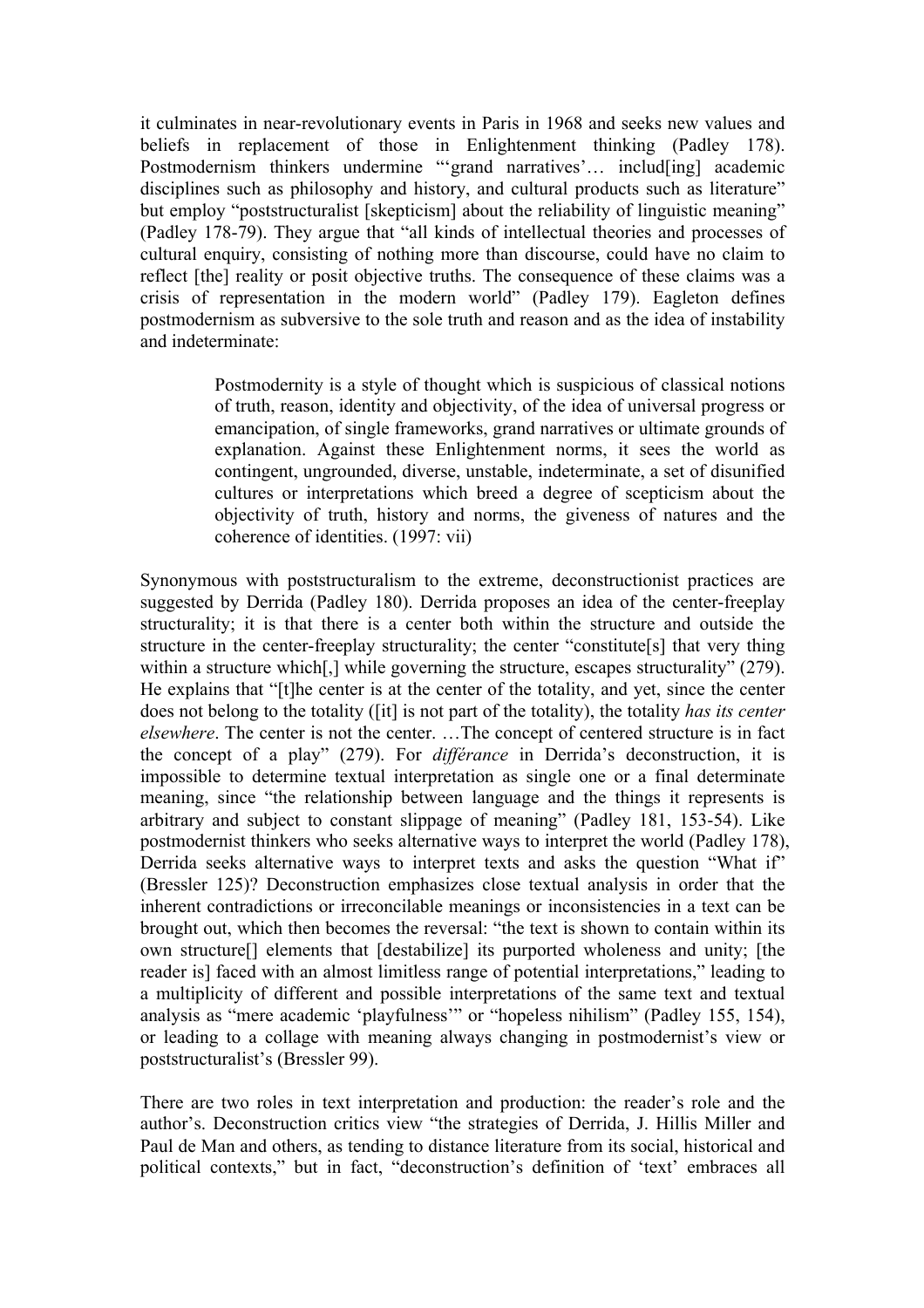it culminates in near-revolutionary events in Paris in 1968 and seeks new values and beliefs in replacement of those in Enlightenment thinking (Padley 178). Postmodernism thinkers undermine "'grand narratives'… includ[ing] academic disciplines such as philosophy and history, and cultural products such as literature" but employ "poststructuralist [skepticism] about the reliability of linguistic meaning" (Padley 178-79). They argue that "all kinds of intellectual theories and processes of cultural enquiry, consisting of nothing more than discourse, could have no claim to reflect [the] reality or posit objective truths. The consequence of these claims was a crisis of representation in the modern world" (Padley 179). Eagleton defines postmodernism as subversive to the sole truth and reason and as the idea of instability and indeterminate:

> Postmodernity is a style of thought which is suspicious of classical notions of truth, reason, identity and objectivity, of the idea of universal progress or emancipation, of single frameworks, grand narratives or ultimate grounds of explanation. Against these Enlightenment norms, it sees the world as contingent, ungrounded, diverse, unstable, indeterminate, a set of disunified cultures or interpretations which breed a degree of scepticism about the objectivity of truth, history and norms, the giveness of natures and the coherence of identities. (1997: vii)

Synonymous with poststructuralism to the extreme, deconstructionist practices are suggested by Derrida (Padley 180). Derrida proposes an idea of the center-freeplay structurality; it is that there is a center both within the structure and outside the structure in the center-freeplay structurality; the center "constitute[s] that very thing within a structure which[,] while governing the structure, escapes structurality" (279). He explains that "[t]he center is at the center of the totality, and yet, since the center does not belong to the totality ([it] is not part of the totality), the totality *has its center elsewhere*. The center is not the center. …The concept of centered structure is in fact the concept of a play" (279). For *différance* in Derrida's deconstruction, it is impossible to determine textual interpretation as single one or a final determinate meaning, since "the relationship between language and the things it represents is arbitrary and subject to constant slippage of meaning" (Padley 181, 153-54). Like postmodernist thinkers who seeks alternative ways to interpret the world (Padley 178), Derrida seeks alternative ways to interpret texts and asks the question "What if" (Bressler 125)? Deconstruction emphasizes close textual analysis in order that the inherent contradictions or irreconcilable meanings or inconsistencies in a text can be brought out, which then becomes the reversal: "the text is shown to contain within its own structure[] elements that [destabilize] its purported wholeness and unity; [the reader is] faced with an almost limitless range of potential interpretations," leading to a multiplicity of different and possible interpretations of the same text and textual analysis as "mere academic 'playfulness'" or "hopeless nihilism" (Padley 155, 154), or leading to a collage with meaning always changing in postmodernist's view or poststructuralist's (Bressler 99).

There are two roles in text interpretation and production: the reader's role and the author's. Deconstruction critics view "the strategies of Derrida, J. Hillis Miller and Paul de Man and others, as tending to distance literature from its social, historical and political contexts," but in fact, "deconstruction's definition of 'text' embraces all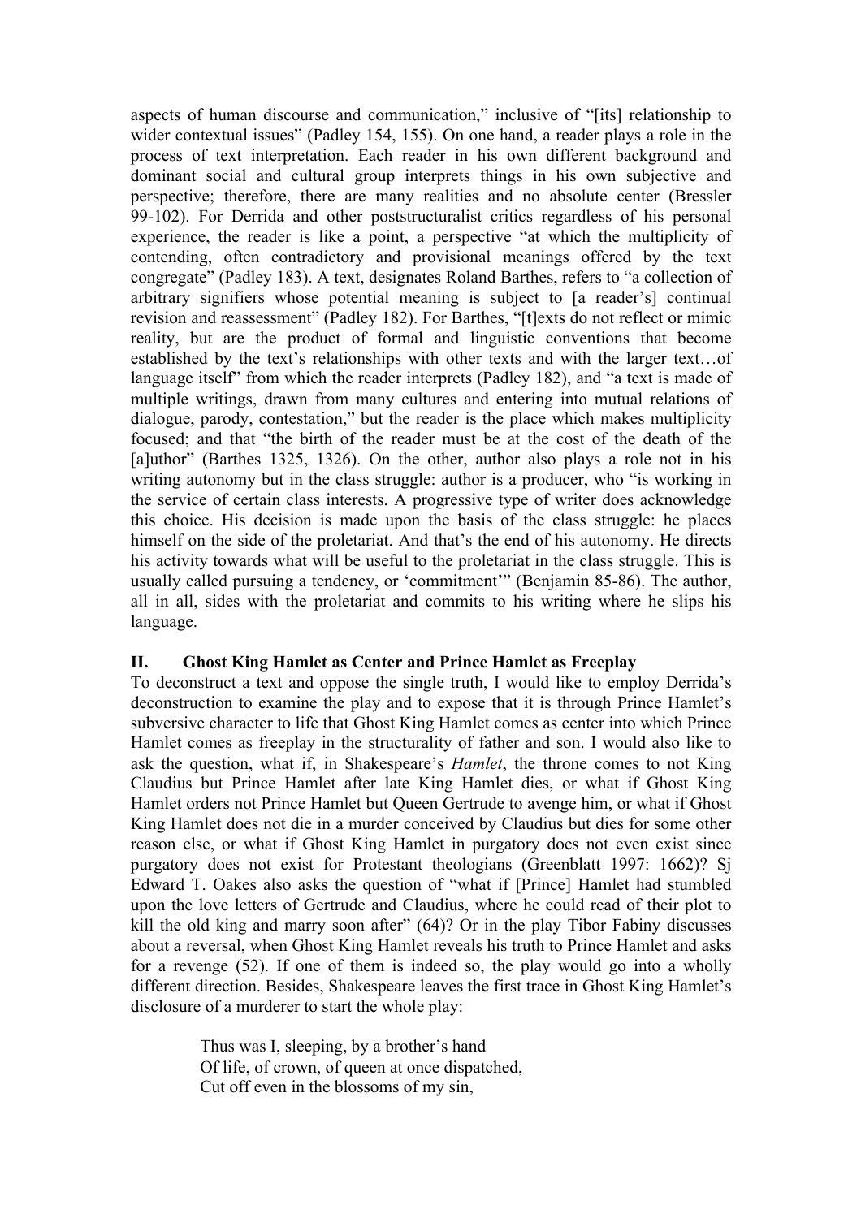aspects of human discourse and communication," inclusive of "[its] relationship to wider contextual issues" (Padley 154, 155). On one hand, a reader plays a role in the process of text interpretation. Each reader in his own different background and dominant social and cultural group interprets things in his own subjective and perspective; therefore, there are many realities and no absolute center (Bressler 99-102). For Derrida and other poststructuralist critics regardless of his personal experience, the reader is like a point, a perspective "at which the multiplicity of contending, often contradictory and provisional meanings offered by the text congregate" (Padley 183). A text, designates Roland Barthes, refers to "a collection of arbitrary signifiers whose potential meaning is subject to [a reader's] continual revision and reassessment" (Padley 182). For Barthes, "[t]exts do not reflect or mimic reality, but are the product of formal and linguistic conventions that become established by the text's relationships with other texts and with the larger text…of language itself" from which the reader interprets (Padley 182), and "a text is made of multiple writings, drawn from many cultures and entering into mutual relations of dialogue, parody, contestation," but the reader is the place which makes multiplicity focused; and that "the birth of the reader must be at the cost of the death of the [a]uthor" (Barthes 1325, 1326). On the other, author also plays a role not in his writing autonomy but in the class struggle: author is a producer, who "is working in the service of certain class interests. A progressive type of writer does acknowledge this choice. His decision is made upon the basis of the class struggle: he places himself on the side of the proletariat. And that's the end of his autonomy. He directs his activity towards what will be useful to the proletariat in the class struggle. This is usually called pursuing a tendency, or 'commitment'" (Benjamin 85-86). The author, all in all, sides with the proletariat and commits to his writing where he slips his language.

## II. Ghost King Hamlet as Center and Prince Hamlet as Freeplay

To deconstruct a text and oppose the single truth, I would like to employ Derrida's deconstruction to examine the play and to expose that it is through Prince Hamlet's subversive character to life that Ghost King Hamlet comes as center into which Prince Hamlet comes as freeplay in the structurality of father and son. I would also like to ask the question, what if, in Shakespeare's *Hamlet*, the throne comes to not King Claudius but Prince Hamlet after late King Hamlet dies, or what if Ghost King Hamlet orders not Prince Hamlet but Queen Gertrude to avenge him, or what if Ghost King Hamlet does not die in a murder conceived by Claudius but dies for some other reason else, or what if Ghost King Hamlet in purgatory does not even exist since purgatory does not exist for Protestant theologians (Greenblatt 1997: 1662)? Sj Edward T. Oakes also asks the question of "what if [Prince] Hamlet had stumbled upon the love letters of Gertrude and Claudius, where he could read of their plot to kill the old king and marry soon after" (64)? Or in the play Tibor Fabiny discusses about a reversal, when Ghost King Hamlet reveals his truth to Prince Hamlet and asks for a revenge (52). If one of them is indeed so, the play would go into a wholly different direction. Besides, Shakespeare leaves the first trace in Ghost King Hamlet's disclosure of a murderer to start the whole play:

> Thus was I, sleeping, by a brother's hand
> Of life, of crown, of queen at once dispatched,
> Cut off even in the blossoms of my sin,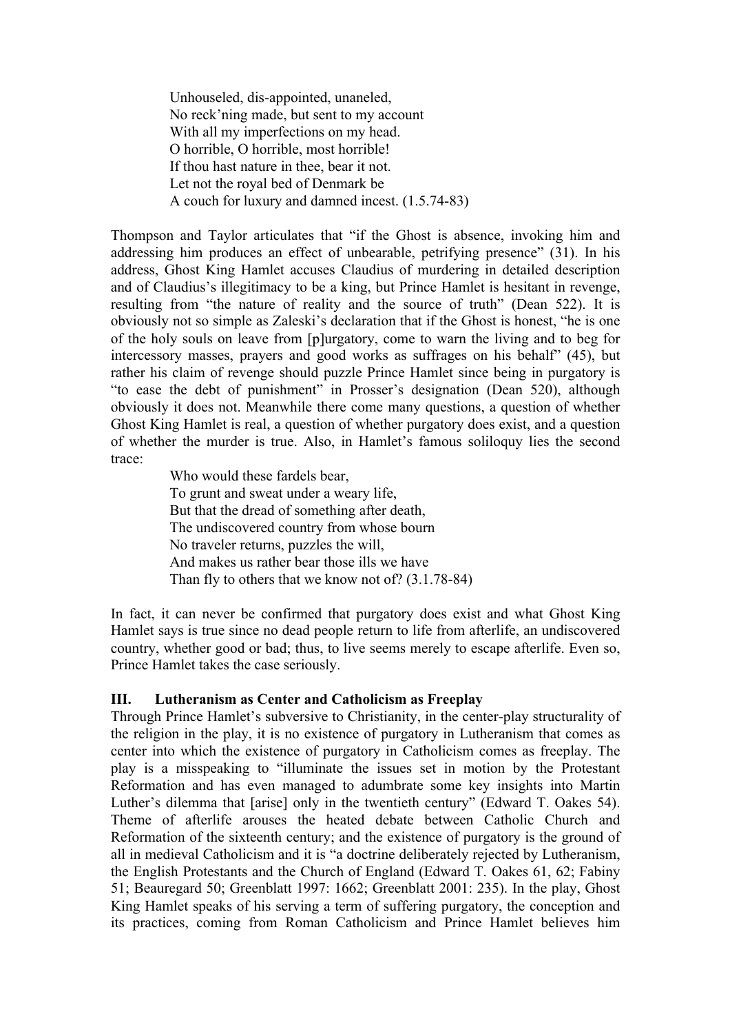> Unhouseled, dis-appointed, unaneled,
> No reck'ning made, but sent to my account
> With all my imperfections on my head.
> O horrible, O horrible, most horrible!
> If thou hast nature in thee, bear it not.
> Let not the royal bed of Denmark be
> A couch for luxury and damned incest. (1.5.74-83)

Thompson and Taylor articulates that "if the Ghost is absence, invoking him and addressing him produces an effect of unbearable, petrifying presence" (31). In his address, Ghost King Hamlet accuses Claudius of murdering in detailed description and of Claudius's illegitimacy to be a king, but Prince Hamlet is hesitant in revenge, resulting from "the nature of reality and the source of truth" (Dean 522). It is obviously not so simple as Zaleski's declaration that if the Ghost is honest, "he is one of the holy souls on leave from [p]urgatory, come to warn the living and to beg for intercessory masses, prayers and good works as suffrages on his behalf" (45), but rather his claim of revenge should puzzle Prince Hamlet since being in purgatory is "to ease the debt of punishment" in Prosser's designation (Dean 520), although obviously it does not. Meanwhile there come many questions, a question of whether Ghost King Hamlet is real, a question of whether purgatory does exist, and a question of whether the murder is true. Also, in Hamlet's famous soliloquy lies the second trace:

> Who would these fardels bear,
> To grunt and sweat under a weary life,
> But that the dread of something after death,
> The undiscovered country from whose bourn
> No traveler returns, puzzles the will,
> And makes us rather bear those ills we have
> Than fly to others that we know not of? (3.1.78-84)

In fact, it can never be confirmed that purgatory does exist and what Ghost King Hamlet says is true since no dead people return to life from afterlife, an undiscovered country, whether good or bad; thus, to live seems merely to escape afterlife. Even so, Prince Hamlet takes the case seriously.

## III. Lutheranism as Center and Catholicism as Freeplay

Through Prince Hamlet's subversive to Christianity, in the center-play structurality of the religion in the play, it is no existence of purgatory in Lutheranism that comes as center into which the existence of purgatory in Catholicism comes as freeplay. The play is a misspeaking to "illuminate the issues set in motion by the Protestant Reformation and has even managed to adumbrate some key insights into Martin Luther's dilemma that [arise] only in the twentieth century" (Edward T. Oakes 54). Theme of afterlife arouses the heated debate between Catholic Church and Reformation of the sixteenth century; and the existence of purgatory is the ground of all in medieval Catholicism and it is "a doctrine deliberately rejected by Lutheranism, the English Protestants and the Church of England (Edward T. Oakes 61, 62; Fabiny 51; Beauregard 50; Greenblatt 1997: 1662; Greenblatt 2001: 235). In the play, Ghost King Hamlet speaks of his serving a term of suffering purgatory, the conception and its practices, coming from Roman Catholicism and Prince Hamlet believes him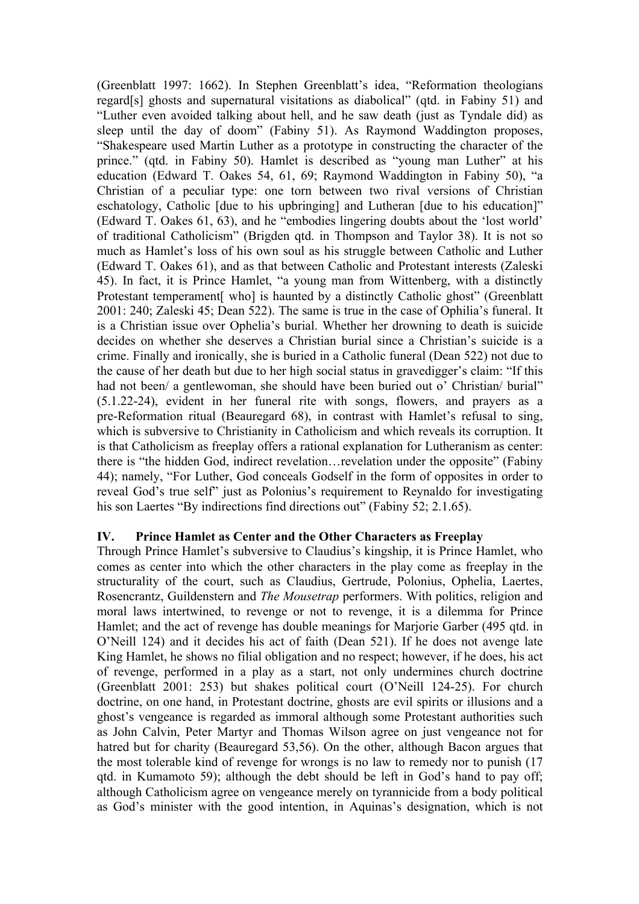(Greenblatt 1997: 1662). In Stephen Greenblatt's idea, "Reformation theologians regard[s] ghosts and supernatural visitations as diabolical" (qtd. in Fabiny 51) and "Luther even avoided talking about hell, and he saw death (just as Tyndale did) as sleep until the day of doom" (Fabiny 51). As Raymond Waddington proposes, "Shakespeare used Martin Luther as a prototype in constructing the character of the prince." (qtd. in Fabiny 50). Hamlet is described as "young man Luther" at his education (Edward T. Oakes 54, 61, 69; Raymond Waddington in Fabiny 50), "a Christian of a peculiar type: one torn between two rival versions of Christian eschatology, Catholic [due to his upbringing] and Lutheran [due to his education]" (Edward T. Oakes 61, 63), and he "embodies lingering doubts about the 'lost world' of traditional Catholicism" (Brigden qtd. in Thompson and Taylor 38). It is not so much as Hamlet's loss of his own soul as his struggle between Catholic and Luther (Edward T. Oakes 61), and as that between Catholic and Protestant interests (Zaleski 45). In fact, it is Prince Hamlet, "a young man from Wittenberg, with a distinctly Protestant temperament[ who] is haunted by a distinctly Catholic ghost" (Greenblatt 2001: 240; Zaleski 45; Dean 522). The same is true in the case of Ophilia's funeral. It is a Christian issue over Ophelia's burial. Whether her drowning to death is suicide decides on whether she deserves a Christian burial since a Christian's suicide is a crime. Finally and ironically, she is buried in a Catholic funeral (Dean 522) not due to the cause of her death but due to her high social status in gravedigger's claim: "If this had not been/ a gentlewoman, she should have been buried out o' Christian/ burial" (5.1.22-24), evident in her funeral rite with songs, flowers, and prayers as a pre-Reformation ritual (Beauregard 68), in contrast with Hamlet's refusal to sing, which is subversive to Christianity in Catholicism and which reveals its corruption. It is that Catholicism as freeplay offers a rational explanation for Lutheranism as center: there is "the hidden God, indirect revelation…revelation under the opposite" (Fabiny 44); namely, "For Luther, God conceals Godself in the form of opposites in order to reveal God's true self" just as Polonius's requirement to Reynaldo for investigating his son Laertes "By indirections find directions out" (Fabiny 52; 2.1.65).

## IV. Prince Hamlet as Center and the Other Characters as Freeplay

Through Prince Hamlet's subversive to Claudius's kingship, it is Prince Hamlet, who comes as center into which the other characters in the play come as freeplay in the structurality of the court, such as Claudius, Gertrude, Polonius, Ophelia, Laertes, Rosencrantz, Guildenstern and *The Mousetrap* performers. With politics, religion and moral laws intertwined, to revenge or not to revenge, it is a dilemma for Prince Hamlet; and the act of revenge has double meanings for Marjorie Garber (495 qtd. in O'Neill 124) and it decides his act of faith (Dean 521). If he does not avenge late King Hamlet, he shows no filial obligation and no respect; however, if he does, his act of revenge, performed in a play as a start, not only undermines church doctrine (Greenblatt 2001: 253) but shakes political court (O'Neill 124-25). For church doctrine, on one hand, in Protestant doctrine, ghosts are evil spirits or illusions and a ghost's vengeance is regarded as immoral although some Protestant authorities such as John Calvin, Peter Martyr and Thomas Wilson agree on just vengeance not for hatred but for charity (Beauregard 53,56). On the other, although Bacon argues that the most tolerable kind of revenge for wrongs is no law to remedy nor to punish (17 qtd. in Kumamoto 59); although the debt should be left in God's hand to pay off; although Catholicism agree on vengeance merely on tyrannicide from a body political as God's minister with the good intention, in Aquinas's designation, which is not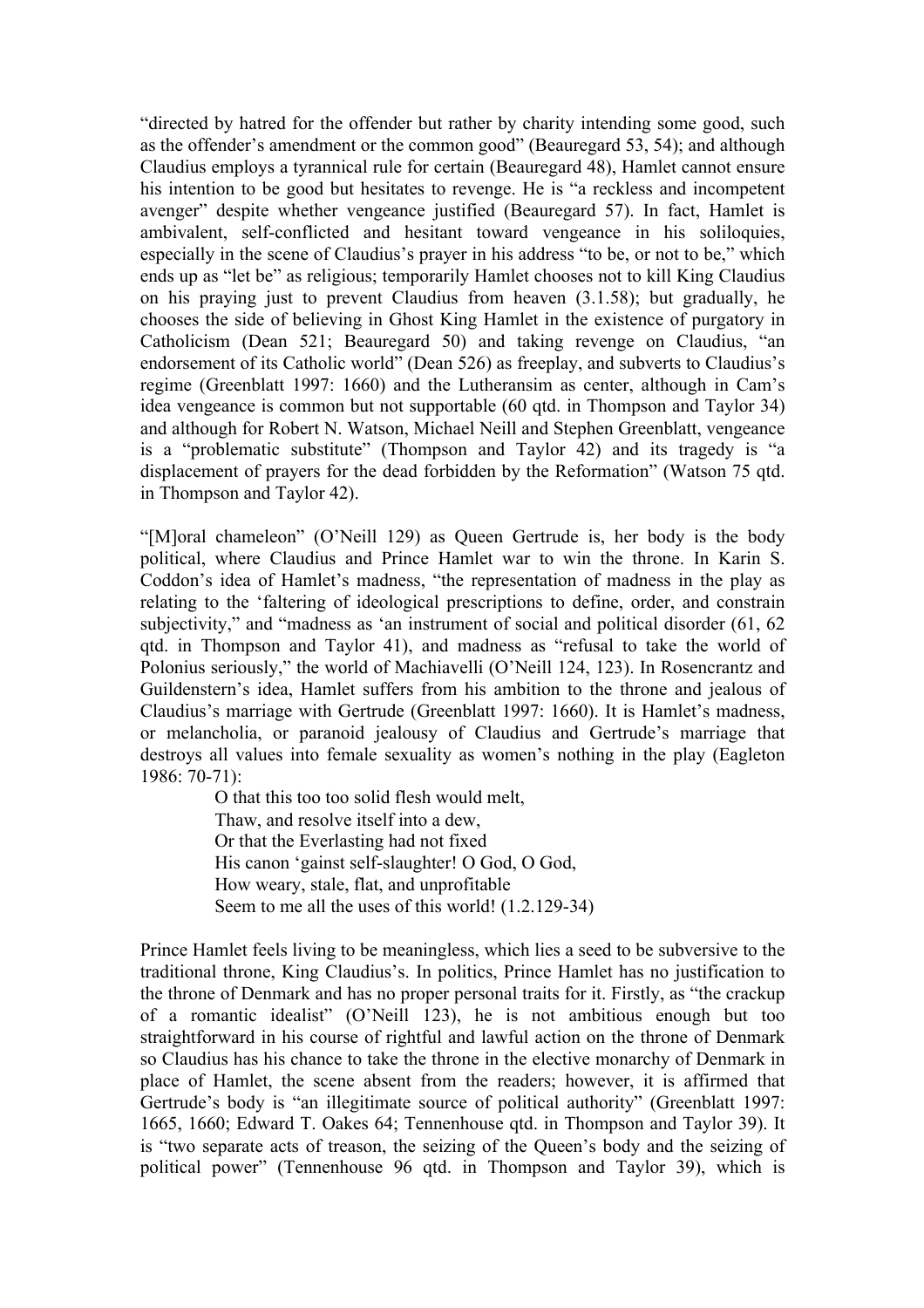"directed by hatred for the offender but rather by charity intending some good, such as the offender's amendment or the common good" (Beauregard 53, 54); and although Claudius employs a tyrannical rule for certain (Beauregard 48), Hamlet cannot ensure his intention to be good but hesitates to revenge. He is "a reckless and incompetent avenger" despite whether vengeance justified (Beauregard 57). In fact, Hamlet is ambivalent, self-conflicted and hesitant toward vengeance in his soliloquies, especially in the scene of Claudius's prayer in his address "to be, or not to be," which ends up as "let be" as religious; temporarily Hamlet chooses not to kill King Claudius on his praying just to prevent Claudius from heaven (3.1.58); but gradually, he chooses the side of believing in Ghost King Hamlet in the existence of purgatory in Catholicism (Dean 521; Beauregard 50) and taking revenge on Claudius, "an endorsement of its Catholic world" (Dean 526) as freeplay, and subverts to Claudius's regime (Greenblatt 1997: 1660) and the Lutheransim as center, although in Cam's idea vengeance is common but not supportable (60 qtd. in Thompson and Taylor 34) and although for Robert N. Watson, Michael Neill and Stephen Greenblatt, vengeance is a "problematic substitute" (Thompson and Taylor 42) and its tragedy is "a displacement of prayers for the dead forbidden by the Reformation" (Watson 75 qtd. in Thompson and Taylor 42).

"[M]oral chameleon" (O'Neill 129) as Queen Gertrude is, her body is the body political, where Claudius and Prince Hamlet war to win the throne. In Karin S. Coddon's idea of Hamlet's madness, "the representation of madness in the play as relating to the 'faltering of ideological prescriptions to define, order, and constrain subjectivity," and "madness as 'an instrument of social and political disorder (61, 62 qtd. in Thompson and Taylor 41), and madness as "refusal to take the world of Polonius seriously," the world of Machiavelli (O'Neill 124, 123). In Rosencrantz and Guildenstern's idea, Hamlet suffers from his ambition to the throne and jealous of Claudius's marriage with Gertrude (Greenblatt 1997: 1660). It is Hamlet's madness, or melancholia, or paranoid jealousy of Claudius and Gertrude's marriage that destroys all values into female sexuality as women's nothing in the play (Eagleton 1986: 70-71):

> O that this too too solid flesh would melt,
> Thaw, and resolve itself into a dew,
> Or that the Everlasting had not fixed
> His canon 'gainst self-slaughter! O God, O God,
> How weary, stale, flat, and unprofitable
> Seem to me all the uses of this world! (1.2.129-34)

Prince Hamlet feels living to be meaningless, which lies a seed to be subversive to the traditional throne, King Claudius's. In politics, Prince Hamlet has no justification to the throne of Denmark and has no proper personal traits for it. Firstly, as "the crackup of a romantic idealist" (O'Neill 123), he is not ambitious enough but too straightforward in his course of rightful and lawful action on the throne of Denmark so Claudius has his chance to take the throne in the elective monarchy of Denmark in place of Hamlet, the scene absent from the readers; however, it is affirmed that Gertrude's body is "an illegitimate source of political authority" (Greenblatt 1997: 1665, 1660; Edward T. Oakes 64; Tennenhouse qtd. in Thompson and Taylor 39). It is "two separate acts of treason, the seizing of the Queen's body and the seizing of political power" (Tennenhouse 96 qtd. in Thompson and Taylor 39), which is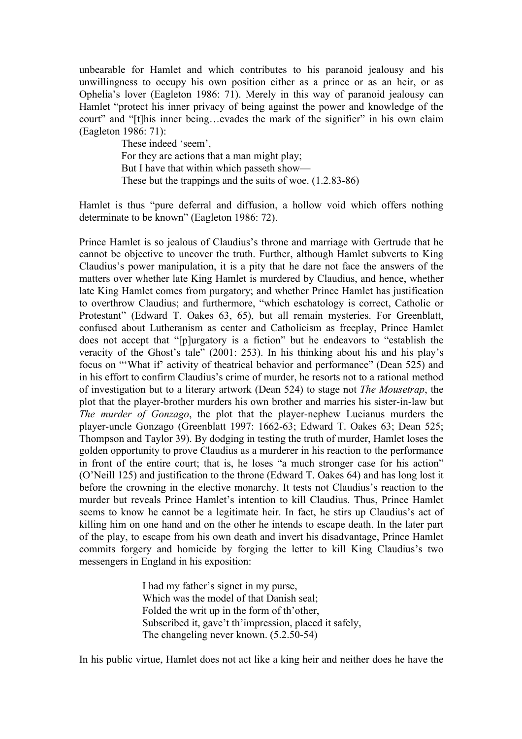unbearable for Hamlet and which contributes to his paranoid jealousy and his unwillingness to occupy his own position either as a prince or as an heir, or as Ophelia's lover (Eagleton 1986: 71). Merely in this way of paranoid jealousy can Hamlet "protect his inner privacy of being against the power and knowledge of the court" and "[t]his inner being…evades the mark of the signifier" in his own claim (Eagleton 1986: 71):

> These indeed 'seem',
> For they are actions that a man might play;
> But I have that within which passeth show—
> These but the trappings and the suits of woe. (1.2.83-86)

Hamlet is thus "pure deferral and diffusion, a hollow void which offers nothing determinate to be known" (Eagleton 1986: 72).

Prince Hamlet is so jealous of Claudius's throne and marriage with Gertrude that he cannot be objective to uncover the truth. Further, although Hamlet subverts to King Claudius's power manipulation, it is a pity that he dare not face the answers of the matters over whether late King Hamlet is murdered by Claudius, and hence, whether late King Hamlet comes from purgatory; and whether Prince Hamlet has justification to overthrow Claudius; and furthermore, "which eschatology is correct, Catholic or Protestant" (Edward T. Oakes 63, 65), but all remain mysteries. For Greenblatt, confused about Lutheranism as center and Catholicism as freeplay, Prince Hamlet does not accept that "[p]urgatory is a fiction" but he endeavors to "establish the veracity of the Ghost's tale" (2001: 253). In his thinking about his and his play's focus on "'What if' activity of theatrical behavior and performance" (Dean 525) and in his effort to confirm Claudius's crime of murder, he resorts not to a rational method of investigation but to a literary artwork (Dean 524) to stage not *The Mousetrap*, the plot that the player-brother murders his own brother and marries his sister-in-law but *The murder of Gonzago*, the plot that the player-nephew Lucianus murders the player-uncle Gonzago (Greenblatt 1997: 1662-63; Edward T. Oakes 63; Dean 525; Thompson and Taylor 39). By dodging in testing the truth of murder, Hamlet loses the golden opportunity to prove Claudius as a murderer in his reaction to the performance in front of the entire court; that is, he loses "a much stronger case for his action" (O'Neill 125) and justification to the throne (Edward T. Oakes 64) and has long lost it before the crowning in the elective monarchy. It tests not Claudius's reaction to the murder but reveals Prince Hamlet's intention to kill Claudius. Thus, Prince Hamlet seems to know he cannot be a legitimate heir. In fact, he stirs up Claudius's act of killing him on one hand and on the other he intends to escape death. In the later part of the play, to escape from his own death and invert his disadvantage, Prince Hamlet commits forgery and homicide by forging the letter to kill King Claudius's two messengers in England in his exposition:

> I had my father's signet in my purse,
> Which was the model of that Danish seal;
> Folded the writ up in the form of th'other,
> Subscribed it, gave't th'impression, placed it safely,
> The changeling never known. (5.2.50-54)

In his public virtue, Hamlet does not act like a king heir and neither does he have the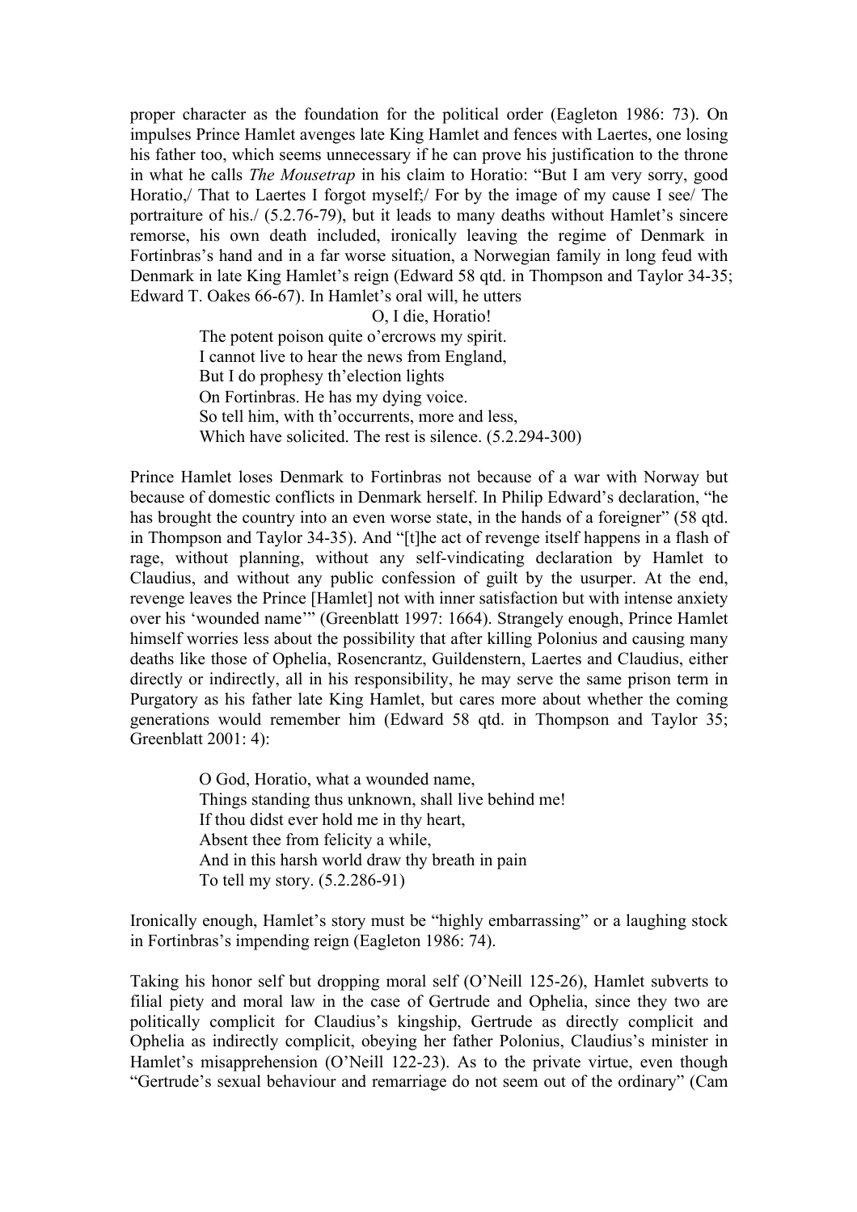proper character as the foundation for the political order (Eagleton 1986: 73). On impulses Prince Hamlet avenges late King Hamlet and fences with Laertes, one losing his father too, which seems unnecessary if he can prove his justification to the throne in what he calls *The Mousetrap* in his claim to Horatio: "But I am very sorry, good Horatio,/ That to Laertes I forgot myself;/ For by the image of my cause I see/ The portraiture of his./ (5.2.76-79), but it leads to many deaths without Hamlet's sincere remorse, his own death included, ironically leaving the regime of Denmark in Fortinbras's hand and in a far worse situation, a Norwegian family in long feud with Denmark in late King Hamlet's reign (Edward 58 qtd. in Thompson and Taylor 34-35; Edward T. Oakes 66-67). In Hamlet's oral will, he utters

> O, I die, Horatio!
> The potent poison quite o'ercrows my spirit.
> I cannot live to hear the news from England,
> But I do prophesy th'election lights
> On Fortinbras. He has my dying voice.
> So tell him, with th'occurrents, more and less,
> Which have solicited. The rest is silence. (5.2.294-300)

Prince Hamlet loses Denmark to Fortinbras not because of a war with Norway but because of domestic conflicts in Denmark herself. In Philip Edward's declaration, "he has brought the country into an even worse state, in the hands of a foreigner" (58 qtd. in Thompson and Taylor 34-35). And "[t]he act of revenge itself happens in a flash of rage, without planning, without any self-vindicating declaration by Hamlet to Claudius, and without any public confession of guilt by the usurper. At the end, revenge leaves the Prince [Hamlet] not with inner satisfaction but with intense anxiety over his 'wounded name'" (Greenblatt 1997: 1664). Strangely enough, Prince Hamlet himself worries less about the possibility that after killing Polonius and causing many deaths like those of Ophelia, Rosencrantz, Guildenstern, Laertes and Claudius, either directly or indirectly, all in his responsibility, he may serve the same prison term in Purgatory as his father late King Hamlet, but cares more about whether the coming generations would remember him (Edward 58 qtd. in Thompson and Taylor 35; Greenblatt 2001: 4):

> O God, Horatio, what a wounded name,
> Things standing thus unknown, shall live behind me!
> If thou didst ever hold me in thy heart,
> Absent thee from felicity a while,
> And in this harsh world draw thy breath in pain
> To tell my story. (5.2.286-91)

Ironically enough, Hamlet's story must be "highly embarrassing" or a laughing stock in Fortinbras's impending reign (Eagleton 1986: 74).

Taking his honor self but dropping moral self (O'Neill 125-26), Hamlet subverts to filial piety and moral law in the case of Gertrude and Ophelia, since they two are politically complicit for Claudius's kingship, Gertrude as directly complicit and Ophelia as indirectly complicit, obeying her father Polonius, Claudius's minister in Hamlet's misapprehension (O'Neill 122-23). As to the private virtue, even though "Gertrude's sexual behaviour and remarriage do not seem out of the ordinary" (Cam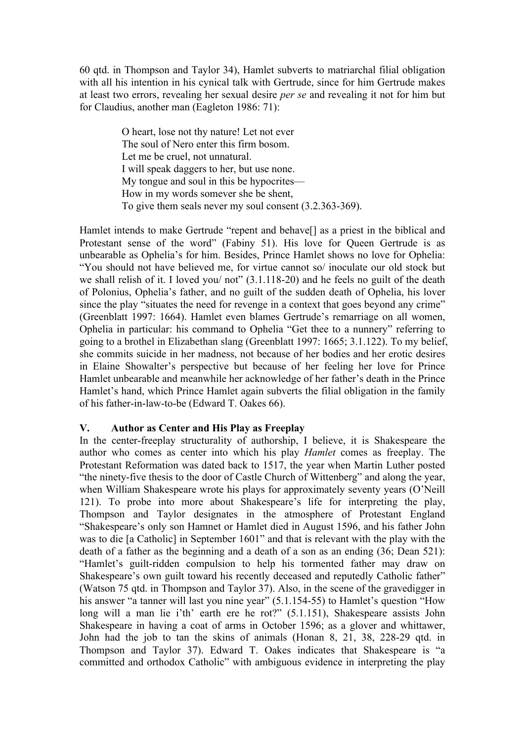60 qtd. in Thompson and Taylor 34), Hamlet subverts to matriarchal filial obligation with all his intention in his cynical talk with Gertrude, since for him Gertrude makes at least two errors, revealing her sexual desire *per se* and revealing it not for him but for Claudius, another man (Eagleton 1986: 71):

> O heart, lose not thy nature! Let not ever
> The soul of Nero enter this firm bosom.
> Let me be cruel, not unnatural.
> I will speak daggers to her, but use none.
> My tongue and soul in this be hypocrites—
> How in my words somever she be shent,
> To give them seals never my soul consent (3.2.363-369).

Hamlet intends to make Gertrude "repent and behave[] as a priest in the biblical and Protestant sense of the word" (Fabiny 51). His love for Queen Gertrude is as unbearable as Ophelia's for him. Besides, Prince Hamlet shows no love for Ophelia: "You should not have believed me, for virtue cannot so/ inoculate our old stock but we shall relish of it. I loved you/ not" (3.1.118-20) and he feels no guilt of the death of Polonius, Ophelia's father, and no guilt of the sudden death of Ophelia, his lover since the play "situates the need for revenge in a context that goes beyond any crime" (Greenblatt 1997: 1664). Hamlet even blames Gertrude's remarriage on all women, Ophelia in particular: his command to Ophelia "Get thee to a nunnery" referring to going to a brothel in Elizabethan slang (Greenblatt 1997: 1665; 3.1.122). To my belief, she commits suicide in her madness, not because of her bodies and her erotic desires in Elaine Showalter's perspective but because of her feeling her love for Prince Hamlet unbearable and meanwhile her acknowledge of her father's death in the Prince Hamlet's hand, which Prince Hamlet again subverts the filial obligation in the family of his father-in-law-to-be (Edward T. Oakes 66).

## V. Author as Center and His Play as Freeplay

In the center-freeplay structurality of authorship, I believe, it is Shakespeare the author who comes as center into which his play *Hamlet* comes as freeplay. The Protestant Reformation was dated back to 1517, the year when Martin Luther posted "the ninety-five thesis to the door of Castle Church of Wittenberg" and along the year, when William Shakespeare wrote his plays for approximately seventy years (O'Neill 121). To probe into more about Shakespeare's life for interpreting the play, Thompson and Taylor designates in the atmosphere of Protestant England "Shakespeare's only son Hamnet or Hamlet died in August 1596, and his father John was to die [a Catholic] in September 1601" and that is relevant with the play with the death of a father as the beginning and a death of a son as an ending (36; Dean 521): "Hamlet's guilt-ridden compulsion to help his tormented father may draw on Shakespeare's own guilt toward his recently deceased and reputedly Catholic father" (Watson 75 qtd. in Thompson and Taylor 37). Also, in the scene of the gravedigger in his answer "a tanner will last you nine year" (5.1.154-55) to Hamlet's question "How long will a man lie i'th' earth ere he rot?" (5.1.151), Shakespeare assists John Shakespeare in having a coat of arms in October 1596; as a glover and whittawer, John had the job to tan the skins of animals (Honan 8, 21, 38, 228-29 qtd. in Thompson and Taylor 37). Edward T. Oakes indicates that Shakespeare is "a committed and orthodox Catholic" with ambiguous evidence in interpreting the play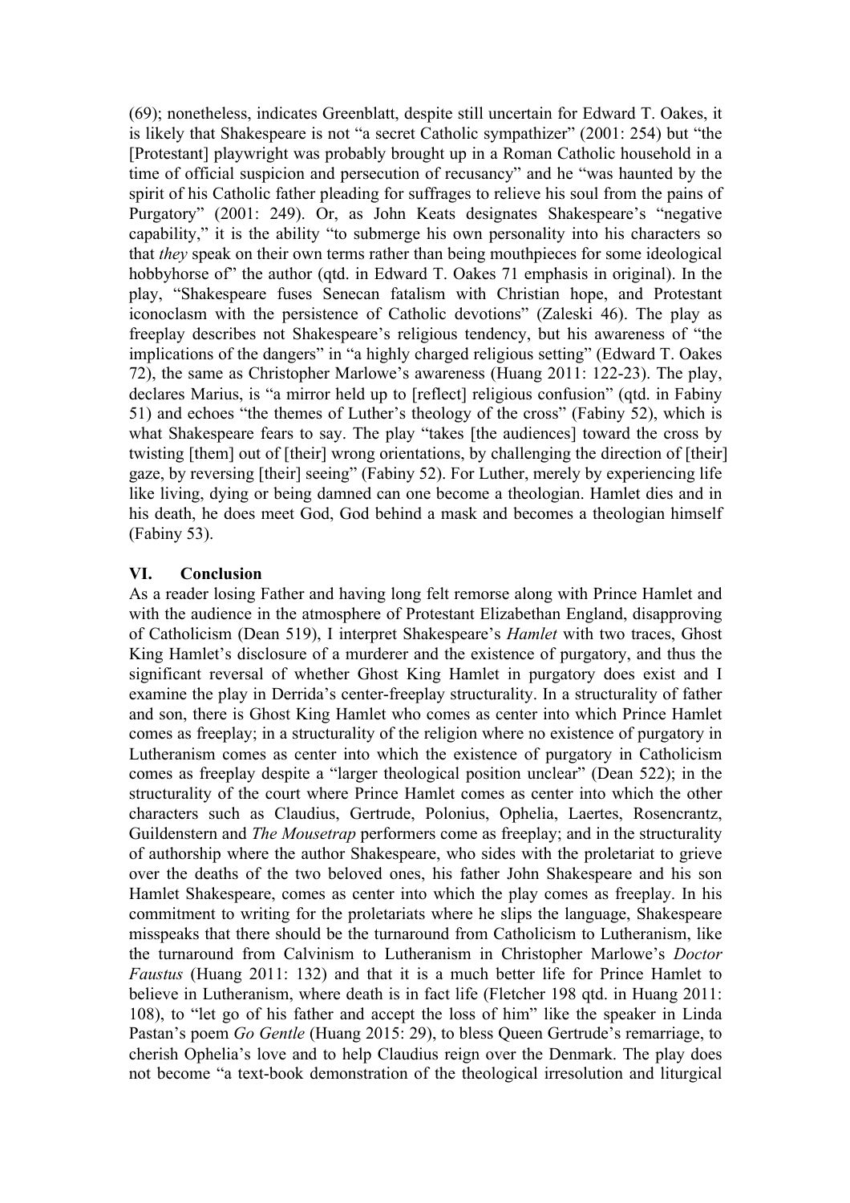(69); nonetheless, indicates Greenblatt, despite still uncertain for Edward T. Oakes, it is likely that Shakespeare is not "a secret Catholic sympathizer" (2001: 254) but "the [Protestant] playwright was probably brought up in a Roman Catholic household in a time of official suspicion and persecution of recusancy" and he "was haunted by the spirit of his Catholic father pleading for suffrages to relieve his soul from the pains of Purgatory" (2001: 249). Or, as John Keats designates Shakespeare's "negative capability," it is the ability "to submerge his own personality into his characters so that *they* speak on their own terms rather than being mouthpieces for some ideological hobbyhorse of" the author (qtd. in Edward T. Oakes 71 emphasis in original). In the play, "Shakespeare fuses Senecan fatalism with Christian hope, and Protestant iconoclasm with the persistence of Catholic devotions" (Zaleski 46). The play as freeplay describes not Shakespeare's religious tendency, but his awareness of "the implications of the dangers" in "a highly charged religious setting" (Edward T. Oakes 72), the same as Christopher Marlowe's awareness (Huang 2011: 122-23). The play, declares Marius, is "a mirror held up to [reflect] religious confusion" (qtd. in Fabiny 51) and echoes "the themes of Luther's theology of the cross" (Fabiny 52), which is what Shakespeare fears to say. The play "takes [the audiences] toward the cross by twisting [them] out of [their] wrong orientations, by challenging the direction of [their] gaze, by reversing [their] seeing" (Fabiny 52). For Luther, merely by experiencing life like living, dying or being damned can one become a theologian. Hamlet dies and in his death, he does meet God, God behind a mask and becomes a theologian himself (Fabiny 53).

## VI. Conclusion

As a reader losing Father and having long felt remorse along with Prince Hamlet and with the audience in the atmosphere of Protestant Elizabethan England, disapproving of Catholicism (Dean 519), I interpret Shakespeare's *Hamlet* with two traces, Ghost King Hamlet's disclosure of a murderer and the existence of purgatory, and thus the significant reversal of whether Ghost King Hamlet in purgatory does exist and I examine the play in Derrida's center-freeplay structurality. In a structurality of father and son, there is Ghost King Hamlet who comes as center into which Prince Hamlet comes as freeplay; in a structurality of the religion where no existence of purgatory in Lutheranism comes as center into which the existence of purgatory in Catholicism comes as freeplay despite a "larger theological position unclear" (Dean 522); in the structurality of the court where Prince Hamlet comes as center into which the other characters such as Claudius, Gertrude, Polonius, Ophelia, Laertes, Rosencrantz, Guildenstern and *The Mousetrap* performers come as freeplay; and in the structurality of authorship where the author Shakespeare, who sides with the proletariat to grieve over the deaths of the two beloved ones, his father John Shakespeare and his son Hamlet Shakespeare, comes as center into which the play comes as freeplay. In his commitment to writing for the proletariats where he slips the language, Shakespeare misspeaks that there should be the turnaround from Catholicism to Lutheranism, like the turnaround from Calvinism to Lutheranism in Christopher Marlowe's *Doctor Faustus* (Huang 2011: 132) and that it is a much better life for Prince Hamlet to believe in Lutheranism, where death is in fact life (Fletcher 198 qtd. in Huang 2011: 108), to "let go of his father and accept the loss of him" like the speaker in Linda Pastan's poem *Go Gentle* (Huang 2015: 29), to bless Queen Gertrude's remarriage, to cherish Ophelia's love and to help Claudius reign over the Denmark. The play does not become "a text-book demonstration of the theological irresolution and liturgical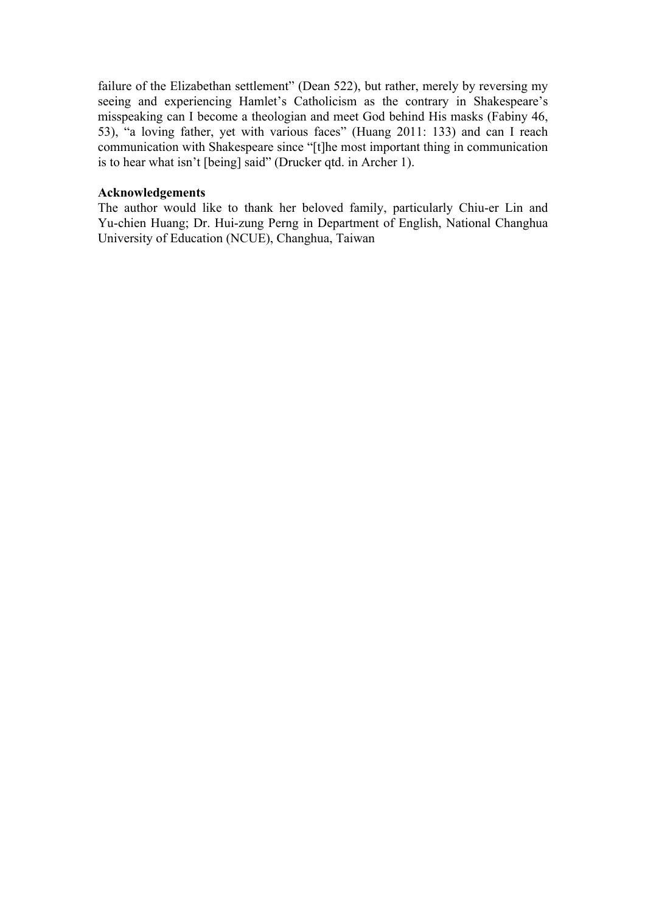failure of the Elizabethan settlement" (Dean 522), but rather, merely by reversing my seeing and experiencing Hamlet's Catholicism as the contrary in Shakespeare's misspeaking can I become a theologian and meet God behind His masks (Fabiny 46, 53), "a loving father, yet with various faces" (Huang 2011: 133) and can I reach communication with Shakespeare since "[t]he most important thing in communication is to hear what isn't [being] said" (Drucker qtd. in Archer 1).

**Acknowledgements**

The author would like to thank her beloved family, particularly Chiu-er Lin and Yu-chien Huang; Dr. Hui-zung Perng in Department of English, National Changhua University of Education (NCUE), Changhua, Taiwan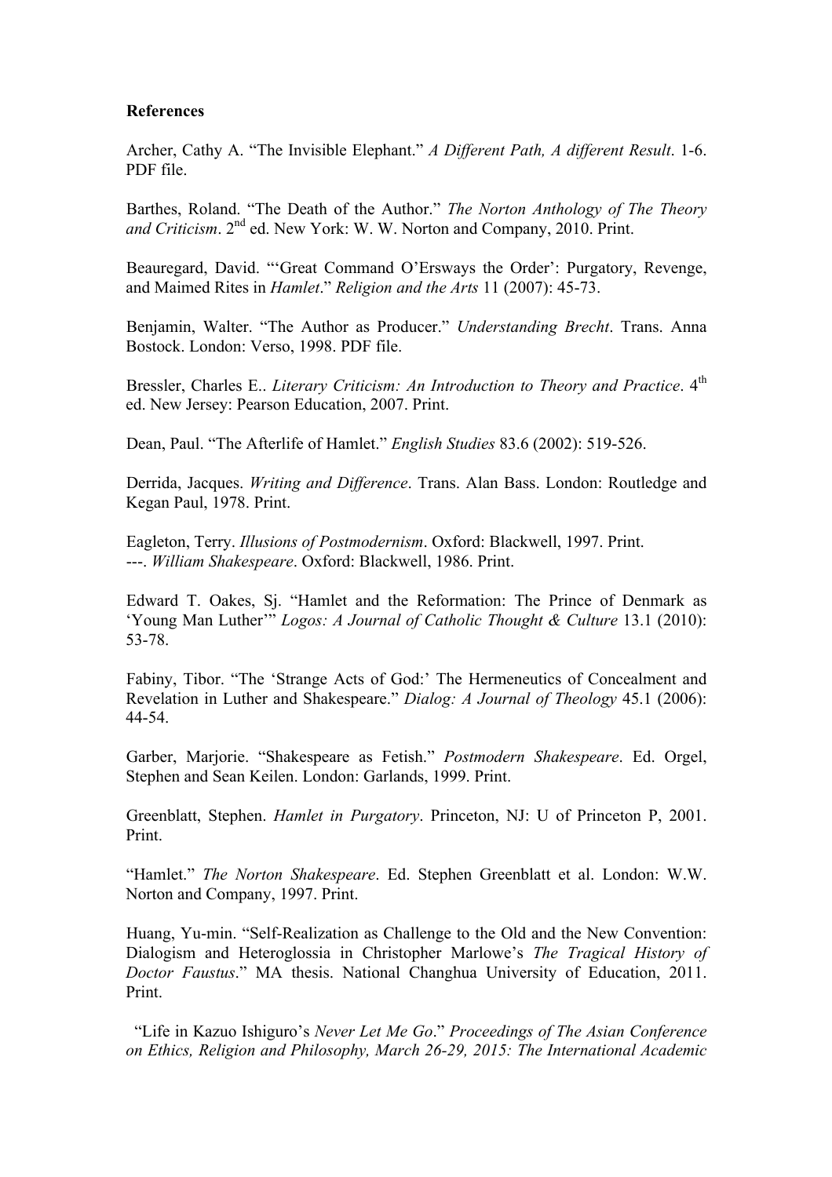**References**

Archer, Cathy A. “The Invisible Elephant.” *A Different Path, A different Result*. 1-6. PDF file.

Barthes, Roland. “The Death of the Author.” *The Norton Anthology of The Theory and Criticism*. 2nd ed. New York: W. W. Norton and Company, 2010. Print.

Beauregard, David. “‘Great Command O’Ersways the Order’: Purgatory, Revenge, and Maimed Rites in *Hamlet*.” *Religion and the Arts* 11 (2007): 45-73.

Benjamin, Walter. “The Author as Producer.” *Understanding Brecht*. Trans. Anna Bostock. London: Verso, 1998. PDF file.

Bressler, Charles E.. *Literary Criticism: An Introduction to Theory and Practice*. 4th ed. New Jersey: Pearson Education, 2007. Print.

Dean, Paul. “The Afterlife of Hamlet.” *English Studies* 83.6 (2002): 519-526.

Derrida, Jacques. *Writing and Difference*. Trans. Alan Bass. London: Routledge and Kegan Paul, 1978. Print.

Eagleton, Terry. *Illusions of Postmodernism*. Oxford: Blackwell, 1997. Print.
---. *William Shakespeare*. Oxford: Blackwell, 1986. Print.

Edward T. Oakes, Sj. “Hamlet and the Reformation: The Prince of Denmark as ‘Young Man Luther’” *Logos: A Journal of Catholic Thought & Culture* 13.1 (2010): 53-78.

Fabiny, Tibor. “The ‘Strange Acts of God:’ The Hermeneutics of Concealment and Revelation in Luther and Shakespeare.” *Dialog: A Journal of Theology* 45.1 (2006): 44-54.

Garber, Marjorie. “Shakespeare as Fetish.” *Postmodern Shakespeare*. Ed. Orgel, Stephen and Sean Keilen. London: Garlands, 1999. Print.

Greenblatt, Stephen. *Hamlet in Purgatory*. Princeton, NJ: U of Princeton P, 2001. Print.

“Hamlet.” *The Norton Shakespeare*. Ed. Stephen Greenblatt et al. London: W.W. Norton and Company, 1997. Print.

Huang, Yu-min. “Self-Realization as Challenge to the Old and the New Convention: Dialogism and Heteroglossia in Christopher Marlowe’s *The Tragical History of Doctor Faustus*.” MA thesis. National Changhua University of Education, 2011. Print.

“Life in Kazuo Ishiguro’s *Never Let Me Go*.” *Proceedings of The Asian Conference on Ethics, Religion and Philosophy, March 26-29, 2015: The International Academic*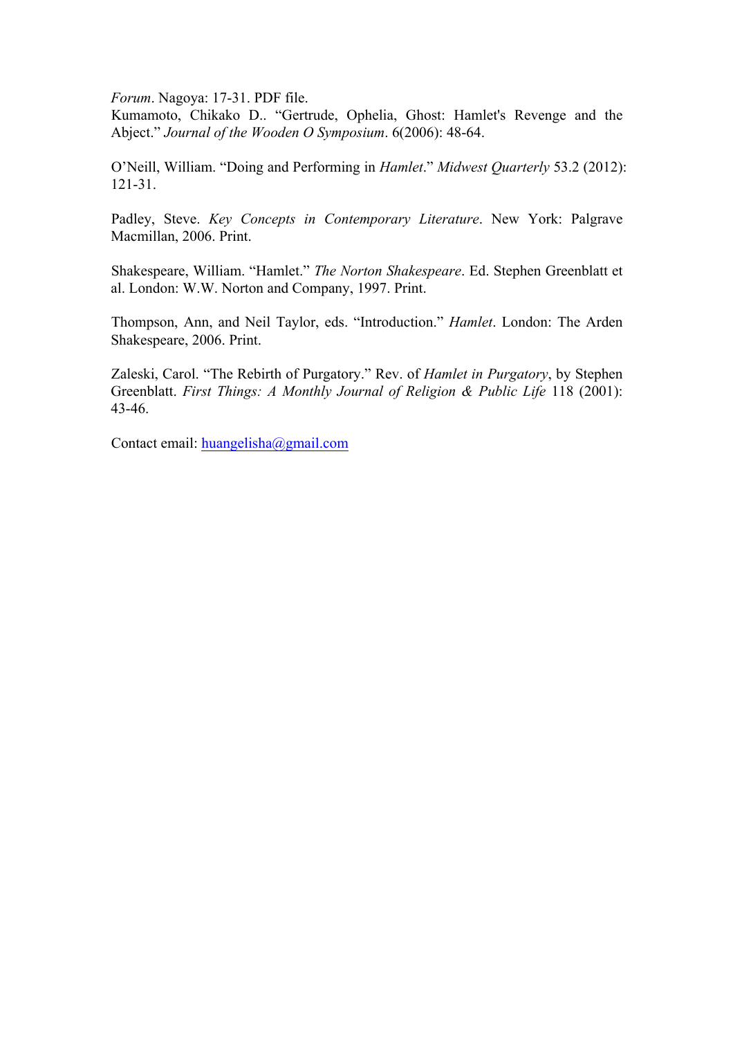*Forum*. Nagoya: 17-31. PDF file.
Kumamoto, Chikako D.. "Gertrude, Ophelia, Ghost: Hamlet's Revenge and the Abject." *Journal of the Wooden O Symposium*. 6(2006): 48-64.

O'Neill, William. "Doing and Performing in *Hamlet*." *Midwest Quarterly* 53.2 (2012): 121-31.

Padley, Steve. *Key Concepts in Contemporary Literature*. New York: Palgrave Macmillan, 2006. Print.

Shakespeare, William. "Hamlet." *The Norton Shakespeare*. Ed. Stephen Greenblatt et al. London: W.W. Norton and Company, 1997. Print.

Thompson, Ann, and Neil Taylor, eds. "Introduction." *Hamlet*. London: The Arden Shakespeare, 2006. Print.

Zaleski, Carol. "The Rebirth of Purgatory." Rev. of *Hamlet in Purgatory*, by Stephen Greenblatt. *First Things: A Monthly Journal of Religion & Public Life* 118 (2001): 43-46.

Contact email: huangelisha@gmail.com